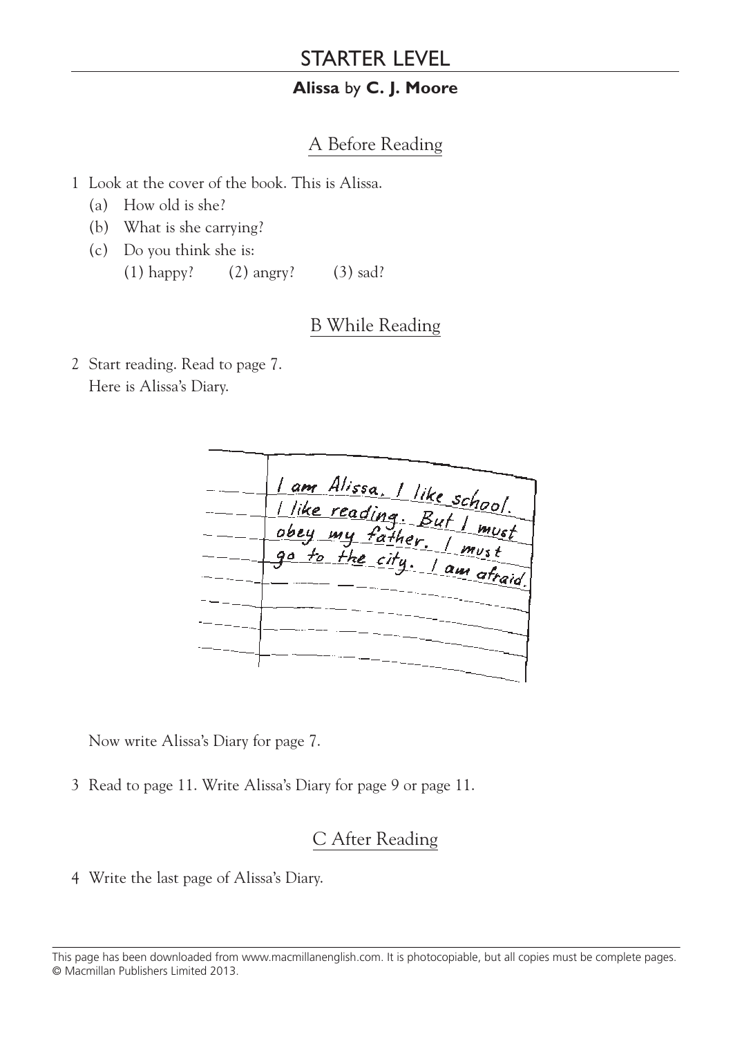# STARTER LEVEL

**Alissa** by **C. J. Moore**

## A Before Reading

1 Look at the cover of the book. This is Alissa.

(a) How old is she?

(b) What is she carrying?

(c) Do you think she is:

(1) happy? (2) angry? (3) sad?

## B While Reading

2 Start reading. Read to page 7.
Here is Alissa's Diary.

I am Alissa. I like school. I like reading. But I must obey my father. I must go to the city. I am afraid.

Now write Alissa's Diary for page 7.

3 Read to page 11. Write Alissa's Diary for page 9 or page 11.

## C After Reading

4 Write the last page of Alissa's Diary.

This page has been downloaded from www.macmillanenglish.com. It is photocopiable, but all copies must be complete pages.
© Macmillan Publishers Limited 2013.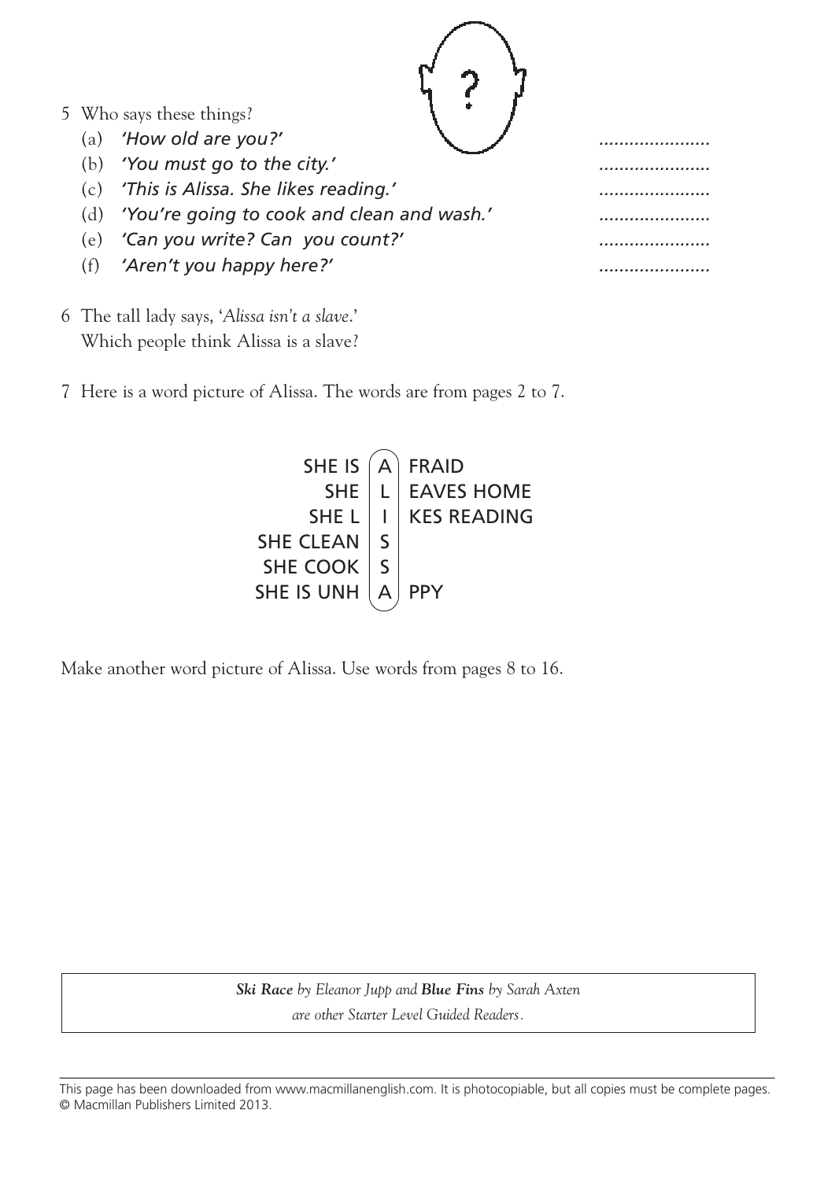5 Who says these things?

(a) *'How old are you?'* ......................

(b) *'You must go to the city.'* ......................

(c) *'This is Alissa. She likes reading.'* ......................

(d) *'You're going to cook and clean and wash.'* ......................

(e) *'Can you write? Can you count?'* ......................

(f) *'Aren't you happy here?'* ......................

6 The tall lady says, '*Alissa isn't a slave*.'
Which people think Alissa is a slave?

7 Here is a word picture of Alissa. The words are from pages 2 to 7.

| | | |
|---|---|---|
| SHE IS | A | FRAID |
| SHE | L | EAVES HOME |
| SHE L | I | KES READING |
| SHE CLEAN | S | |
| SHE COOK | S | |
| SHE IS UNH | A | PPY |

Make another word picture of Alissa. Use words from pages 8 to 16.

***Ski Race*** *by Eleanor Jupp and* ***Blue Fins*** *by Sarah Axten are other Starter Level Guided Readers.*

This page has been downloaded from www.macmillanenglish.com. It is photocopiable, but all copies must be complete pages.
© Macmillan Publishers Limited 2013.